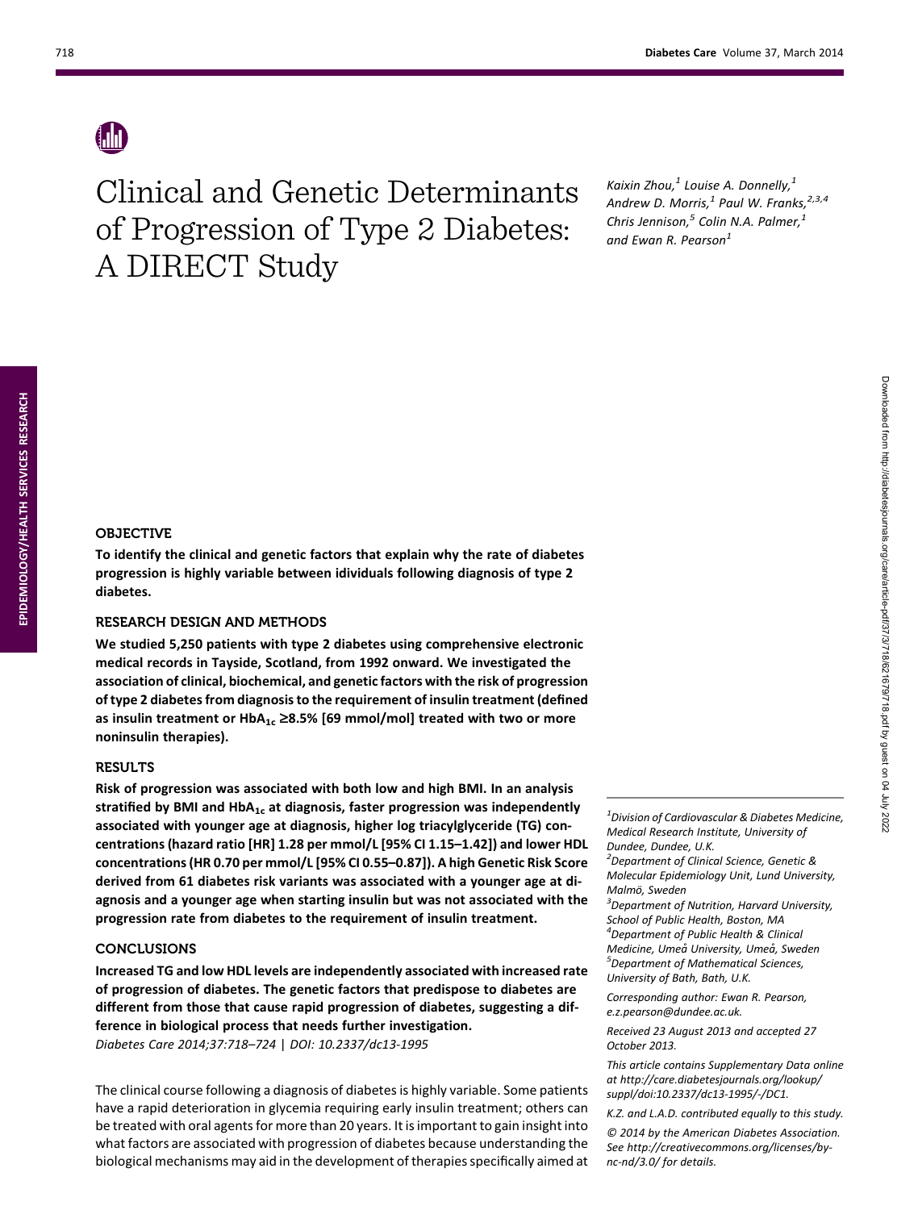# Clinical and Genetic Determinants of Progression of Type 2 Diabetes: A DIRECT Study

*Kaixin Zhou,[1] Louise A. Donnelly,[1] Andrew D. Morris,[1] Paul W. Franks,[2,3,4] Chris Jennison,[5] Colin N.A. Palmer,[1] and Ewan R. Pearson[1]*

EPIDEMIOLOGY/HEALTH SERVICES RESEARCH

## OBJECTIVE

**To identify the clinical and genetic factors that explain why the rate of diabetes progression is highly variable between idividuals following diagnosis of type 2 diabetes.**

## RESEARCH DESIGN AND METHODS

**We studied 5,250 patients with type 2 diabetes using comprehensive electronic medical records in Tayside, Scotland, from 1992 onward. We investigated the association of clinical, biochemical, and genetic factors with the risk of progression of type 2 diabetes from diagnosis to the requirement of insulin treatment (defined as insulin treatment or $HbA_{1c}$ ≥8.5% [69 mmol/mol] treated with two or more noninsulin therapies).**

## RESULTS

**Risk of progression was associated with both low and high BMI. In an analysis stratified by BMI and $HbA_{1c}$ at diagnosis, faster progression was independently associated with younger age at diagnosis, higher log triacylglyceride (TG) concentrations (hazard ratio [HR] 1.28 per mmol/L [95% CI 1.15–1.42]) and lower HDL concentrations (HR 0.70 per mmol/L [95% CI 0.55–0.87]). A high Genetic Risk Score derived from 61 diabetes risk variants was associated with a younger age at diagnosis and a younger age when starting insulin but was not associated with the progression rate from diabetes to the requirement of insulin treatment.**

## CONCLUSIONS

**Increased TG and low HDL levels are independently associated with increased rate of progression of diabetes. The genetic factors that predispose to diabetes are different from those that cause rapid progression of diabetes, suggesting a difference in biological process that needs further investigation.**

*Diabetes Care 2014;37:718–724 | DOI: 10.2337/dc13-1995*

The clinical course following a diagnosis of diabetes is highly variable. Some patients have a rapid deterioration in glycemia requiring early insulin treatment; others can be treated with oral agents for more than 20 years. It is important to gain insight into what factors are associated with progression of diabetes because understanding the biological mechanisms may aid in the development of therapies specifically aimed at

---

*[1]Division of Cardiovascular & Diabetes Medicine, Medical Research Institute, University of Dundee, Dundee, U.K.*

*[2]Department of Clinical Science, Genetic & Molecular Epidemiology Unit, Lund University, Malmö, Sweden*

*[3]Department of Nutrition, Harvard University, School of Public Health, Boston, MA*

*[4]Department of Public Health & Clinical Medicine, Umeå University, Umeå, Sweden*

*[5]Department of Mathematical Sciences, University of Bath, Bath, U.K.*

*Corresponding author: Ewan R. Pearson, e.z.pearson@dundee.ac.uk.*

*Received 23 August 2013 and accepted 27 October 2013.*

*This article contains Supplementary Data online at http://care.diabetesjournals.org/lookup/suppl/doi:10.2337/dc13-1995/-/DC1.*

*K.Z. and L.A.D. contributed equally to this study.*

*© 2014 by the American Diabetes Association. See http://creativecommons.org/licenses/by-nc-nd/3.0/ for details.*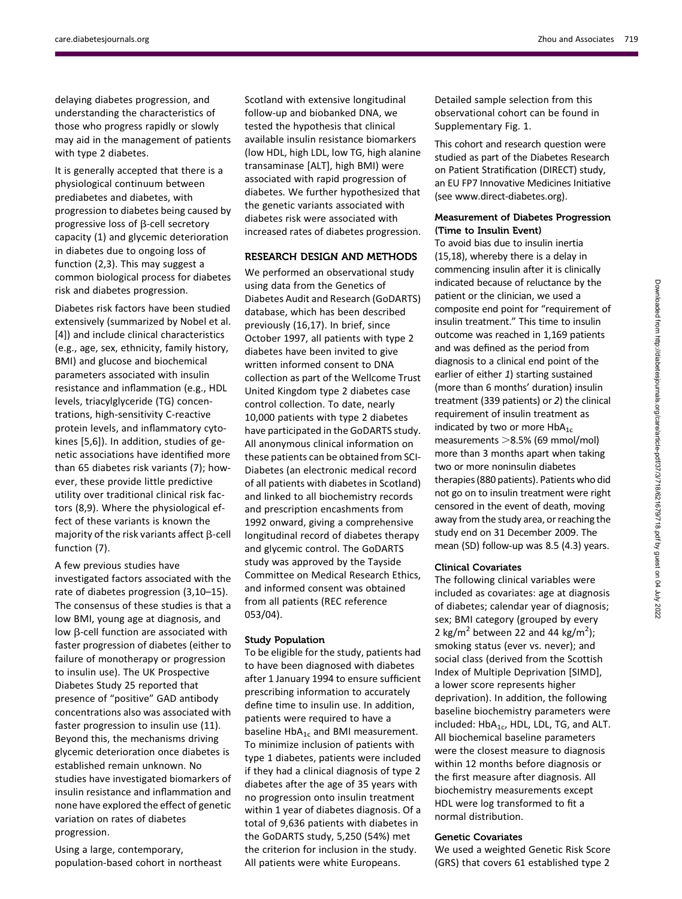delaying diabetes progression, and understanding the characteristics of those who progress rapidly or slowly may aid in the management of patients with type 2 diabetes.

It is generally accepted that there is a physiological continuum between prediabetes and diabetes, with progression to diabetes being caused by progressive loss of β-cell secretory capacity (1) and glycemic deterioration in diabetes due to ongoing loss of function (2,3). This may suggest a common biological process for diabetes risk and diabetes progression.

Diabetes risk factors have been studied extensively (summarized by Nobel et al. [4]) and include clinical characteristics (e.g., age, sex, ethnicity, family history, BMI) and glucose and biochemical parameters associated with insulin resistance and inflammation (e.g., HDL levels, triacylglyceride (TG) concentrations, high-sensitivity C-reactive protein levels, and inflammatory cytokines [5,6]). In addition, studies of genetic associations have identified more than 65 diabetes risk variants (7); however, these provide little predictive utility over traditional clinical risk factors (8,9). Where the physiological effect of these variants is known the majority of the risk variants affect β-cell function (7).

A few previous studies have investigated factors associated with the rate of diabetes progression (3,10–15). The consensus of these studies is that a low BMI, young age at diagnosis, and low β-cell function are associated with faster progression of diabetes (either to failure of monotherapy or progression to insulin use). The UK Prospective Diabetes Study 25 reported that presence of "positive" GAD antibody concentrations also was associated with faster progression to insulin use (11). Beyond this, the mechanisms driving glycemic deterioration once diabetes is established remain unknown. No studies have investigated biomarkers of insulin resistance and inflammation and none have explored the effect of genetic variation on rates of diabetes progression.

Using a large, contemporary, population-based cohort in northeast Scotland with extensive longitudinal follow-up and biobanked DNA, we tested the hypothesis that clinical available insulin resistance biomarkers (low HDL, high LDL, low TG, high alanine transaminase [ALT], high BMI) were associated with rapid progression of diabetes. We further hypothesized that the genetic variants associated with diabetes risk were associated with increased rates of diabetes progression.

## RESEARCH DESIGN AND METHODS

We performed an observational study using data from the Genetics of Diabetes Audit and Research (GoDARTS) database, which has been described previously (16,17). In brief, since October 1997, all patients with type 2 diabetes have been invited to give written informed consent to DNA collection as part of the Wellcome Trust United Kingdom type 2 diabetes case control collection. To date, nearly 10,000 patients with type 2 diabetes have participated in the GoDARTS study. All anonymous clinical information on these patients can be obtained from SCI-Diabetes (an electronic medical record of all patients with diabetes in Scotland) and linked to all biochemistry records and prescription encashments from 1992 onward, giving a comprehensive longitudinal record of diabetes therapy and glycemic control. The GoDARTS study was approved by the Tayside Committee on Medical Research Ethics, and informed consent was obtained from all patients (REC reference 053/04).

### Study Population

To be eligible for the study, patients had to have been diagnosed with diabetes after 1 January 1994 to ensure sufficient prescribing information to accurately define time to insulin use. In addition, patients were required to have a baseline $HbA_{1c}$ and BMI measurement. To minimize inclusion of patients with type 1 diabetes, patients were included if they had a clinical diagnosis of type 2 diabetes after the age of 35 years with no progression onto insulin treatment within 1 year of diabetes diagnosis. Of a total of 9,636 patients with diabetes in the GoDARTS study, 5,250 (54%) met the criterion for inclusion in the study. All patients were white Europeans.

Detailed sample selection from this observational cohort can be found in Supplementary Fig. 1.

This cohort and research question were studied as part of the Diabetes Research on Patient Stratification (DIRECT) study, an EU FP7 Innovative Medicines Initiative (see www.direct-diabetes.org).

### Measurement of Diabetes Progression (Time to Insulin Event)

To avoid bias due to insulin inertia (15,18), whereby there is a delay in commencing insulin after it is clinically indicated because of reluctance by the patient or the clinician, we used a composite end point for "requirement of insulin treatment." This time to insulin outcome was reached in 1,169 patients and was defined as the period from diagnosis to a clinical end point of the earlier of either *1*) starting sustained (more than 6 months' duration) insulin treatment (339 patients) or *2*) the clinical requirement of insulin treatment as indicated by two or more $HbA_{1c}$ measurements >8.5% (69 mmol/mol) more than 3 months apart when taking two or more noninsulin diabetes therapies (880 patients). Patients who did not go on to insulin treatment were right censored in the event of death, moving away from the study area, or reaching the study end on 31 December 2009. The mean (SD) follow-up was 8.5 (4.3) years.

### Clinical Covariates

The following clinical variables were included as covariates: age at diagnosis of diabetes; calendar year of diagnosis; sex; BMI category (grouped by every 2 kg/m$^2$ between 22 and 44 kg/m$^2$); smoking status (ever vs. never); and social class (derived from the Scottish Index of Multiple Deprivation [SIMD], a lower score represents higher deprivation). In addition, the following baseline biochemistry parameters were included: $HbA_{1c}$, HDL, LDL, TG, and ALT. All biochemical baseline parameters were the closest measure to diagnosis within 12 months before diagnosis or the first measure after diagnosis. All biochemistry measurements except HDL were log transformed to fit a normal distribution.

### Genetic Covariates

We used a weighted Genetic Risk Score (GRS) that covers 61 established type 2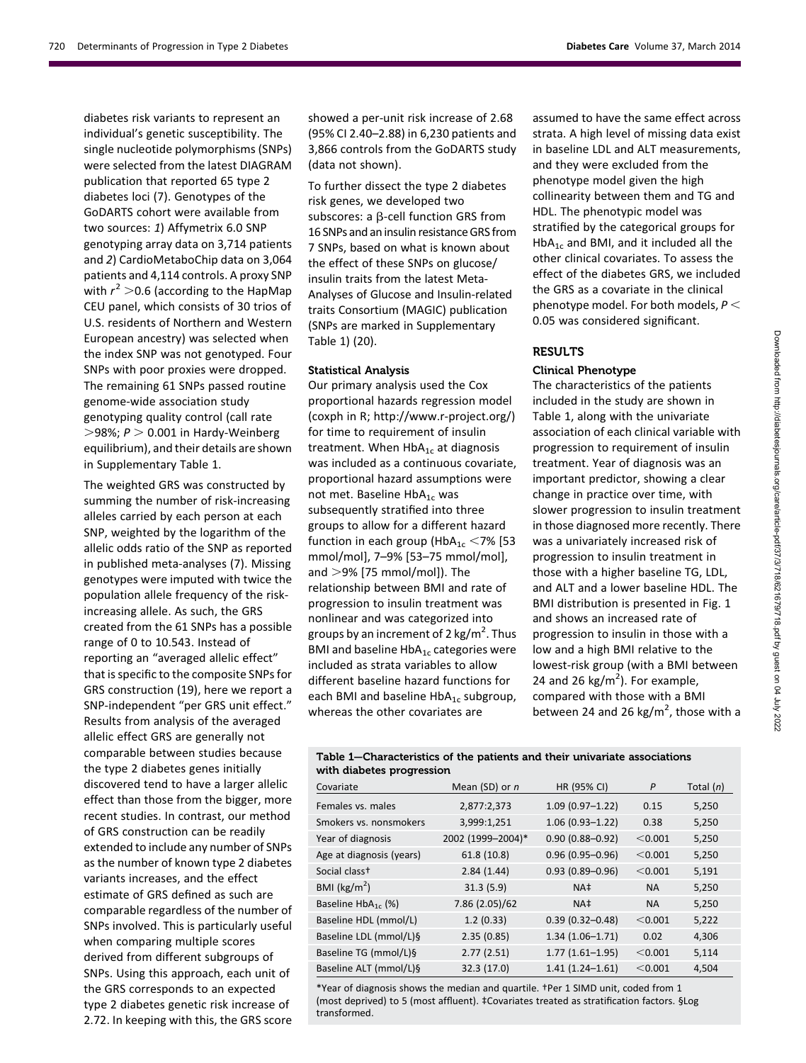diabetes risk variants to represent an individual's genetic susceptibility. The single nucleotide polymorphisms (SNPs) were selected from the latest DIAGRAM publication that reported 65 type 2 diabetes loci (7). Genotypes of the GoDARTS cohort were available from two sources: *1*) Affymetrix 6.0 SNP genotyping array data on 3,714 patients and *2*) CardioMetaboChip data on 3,064 patients and 4,114 controls. A proxy SNP with $r^2 > 0.6$ (according to the HapMap CEU panel, which consists of 30 trios of U.S. residents of Northern and Western European ancestry) was selected when the index SNP was not genotyped. Four SNPs with poor proxies were dropped. The remaining 61 SNPs passed routine genome-wide association study genotyping quality control (call rate >98%; $P > 0.001$ in Hardy-Weinberg equilibrium), and their details are shown in Supplementary Table 1.

The weighted GRS was constructed by summing the number of risk-increasing alleles carried by each person at each SNP, weighted by the logarithm of the allelic odds ratio of the SNP as reported in published meta-analyses (7). Missing genotypes were imputed with twice the population allele frequency of the risk-increasing allele. As such, the GRS created from the 61 SNPs has a possible range of 0 to 10.543. Instead of reporting an "averaged allelic effect" that is specific to the composite SNPs for GRS construction (19), here we report a SNP-independent "per GRS unit effect." Results from analysis of the averaged allelic effect GRS are generally not comparable between studies because the type 2 diabetes genes initially discovered tend to have a larger allelic effect than those from the bigger, more recent studies. In contrast, our method of GRS construction can be readily extended to include any number of SNPs as the number of known type 2 diabetes variants increases, and the effect estimate of GRS defined as such are comparable regardless of the number of SNPs involved. This is particularly useful when comparing multiple scores derived from different subgroups of SNPs. Using this approach, each unit of the GRS corresponds to an expected type 2 diabetes genetic risk increase of 2.72. In keeping with this, the GRS score showed a per-unit risk increase of 2.68 (95% CI 2.40–2.88) in 6,230 patients and 3,866 controls from the GoDARTS study (data not shown).

To further dissect the type 2 diabetes risk genes, we developed two subscores: a β-cell function GRS from 16 SNPs and an insulin resistance GRS from 7 SNPs, based on what is known about the effect of these SNPs on glucose/insulin traits from the latest Meta-Analyses of Glucose and Insulin-related traits Consortium (MAGIC) publication (SNPs are marked in Supplementary Table 1) (20).

### Statistical Analysis

Our primary analysis used the Cox proportional hazards regression model (coxph in R; http://www.r-project.org/) for time to requirement of insulin treatment. When $HbA_{1c}$ at diagnosis was included as a continuous covariate, proportional hazard assumptions were not met. Baseline $HbA_{1c}$ was subsequently stratified into three groups to allow for a different hazard function in each group ($HbA_{1c}$ <7% [53 mmol/mol], 7–9% [53–75 mmol/mol], and >9% [75 mmol/mol]). The relationship between BMI and rate of progression to insulin treatment was nonlinear and was categorized into groups by an increment of 2 $kg/m^2$. Thus BMI and baseline $HbA_{1c}$ categories were included as strata variables to allow different baseline hazard functions for each BMI and baseline $HbA_{1c}$ subgroup, whereas the other covariates are assumed to have the same effect across strata. A high level of missing data exist in baseline LDL and ALT measurements, and they were excluded from the phenotype model given the high collinearity between them and TG and HDL. The phenotypic model was stratified by the categorical groups for $HbA_{1c}$ and BMI, and it included all the other clinical covariates. To assess the effect of the diabetes GRS, we included the GRS as a covariate in the clinical phenotype model. For both models, $P < 0.05$ was considered significant.

## RESULTS

### Clinical Phenotype

The characteristics of the patients included in the study are shown in Table 1, along with the univariate association of each clinical variable with progression to requirement of insulin treatment. Year of diagnosis was an important predictor, showing a clear change in practice over time, with slower progression to insulin treatment in those diagnosed more recently. There was a univariately increased risk of progression to insulin treatment in those with a higher baseline TG, LDL, and ALT and a lower baseline HDL. The BMI distribution is presented in Fig. 1 and shows an increased rate of progression to insulin in those with a low and a high BMI relative to the lowest-risk group (with a BMI between 24 and 26 $kg/m^2$). For example, compared with those with a BMI between 24 and 26 $kg/m^2$, those with a

**Table 1—Characteristics of the patients and their univariate associations with diabetes progression**

| Covariate | Mean (SD) or *n* | HR (95% CI) | *P* | Total (*n*) |
|---|---|---|---|---|
| Females vs. males | 2,877:2,373 | 1.09 (0.97–1.22) | 0.15 | 5,250 |
| Smokers vs. nonsmokers | 3,999:1,251 | 1.06 (0.93–1.22) | 0.38 | 5,250 |
| Year of diagnosis | 2002 (1999–2004)* | 0.90 (0.88–0.92) | <0.001 | 5,250 |
| Age at diagnosis (years) | 61.8 (10.8) | 0.96 (0.95–0.96) | <0.001 | 5,250 |
| Social class† | 2.84 (1.44) | 0.93 (0.89–0.96) | <0.001 | 5,191 |
| BMI ($kg/m^2$) | 31.3 (5.9) | NA‡ | NA | 5,250 |
| Baseline $HbA_{1c}$ (%) | 7.86 (2.05)/62 | NA‡ | NA | 5,250 |
| Baseline HDL (mmol/L) | 1.2 (0.33) | 0.39 (0.32–0.48) | <0.001 | 5,222 |
| Baseline LDL (mmol/L)§ | 2.35 (0.85) | 1.34 (1.06–1.71) | 0.02 | 4,306 |
| Baseline TG (mmol/L)§ | 2.77 (2.51) | 1.77 (1.61–1.95) | <0.001 | 5,114 |
| Baseline ALT (mmol/L)§ | 32.3 (17.0) | 1.41 (1.24–1.61) | <0.001 | 4,504 |

*Year of diagnosis shows the median and quartile. †Per 1 SIMD unit, coded from 1 (most deprived) to 5 (most affluent). ‡Covariates treated as stratification factors. §Log transformed.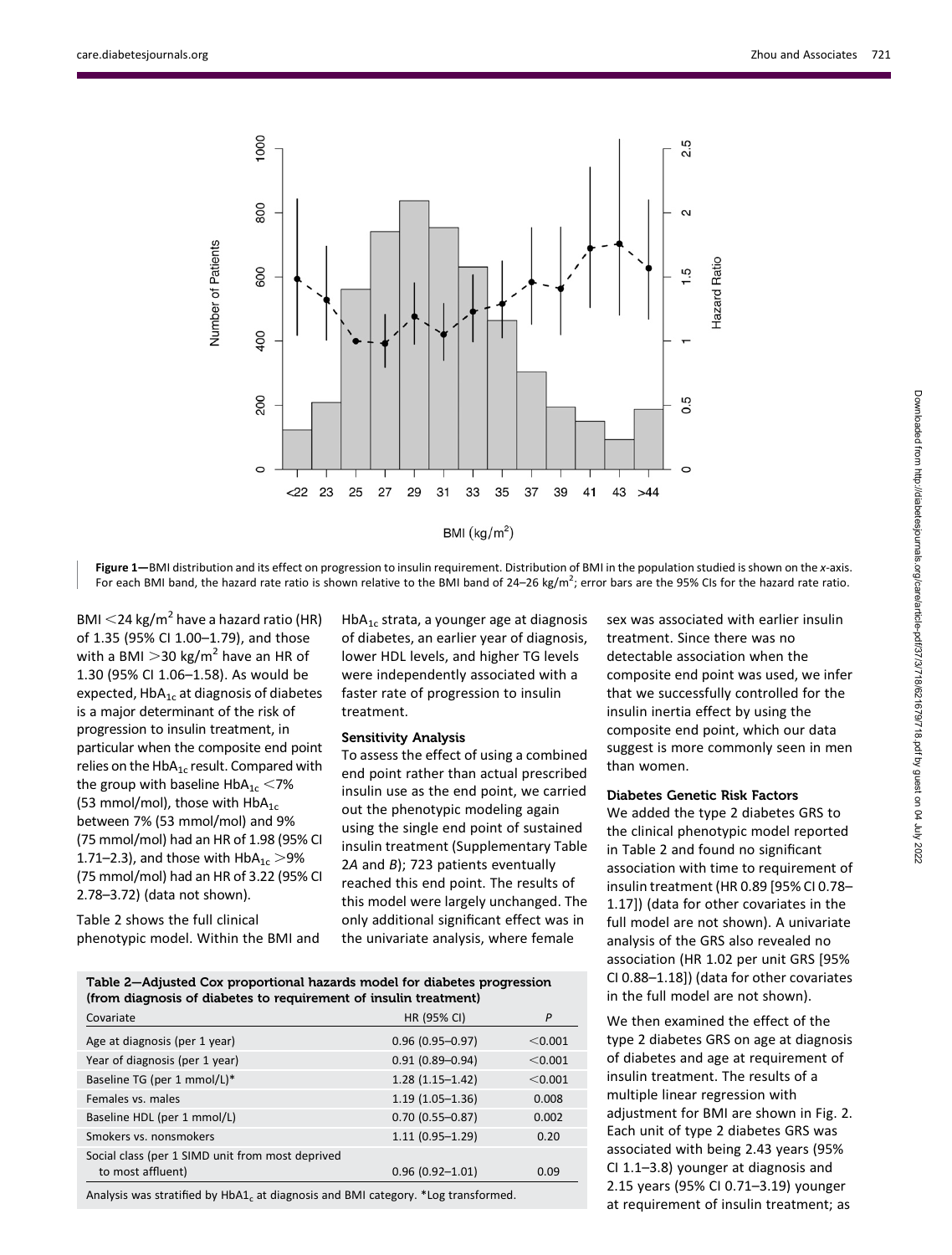Figure 1—BMI distribution and its effect on progression to insulin requirement. Distribution of BMI in the population studied is shown on the x-axis. For each BMI band, the hazard rate ratio is shown relative to the BMI band of 24–26 kg/m$^2$; error bars are the 95% CIs for the hazard rate ratio.

BMI <24 kg/m$^2$ have a hazard ratio (HR) of 1.35 (95% CI 1.00–1.79), and those with a BMI >30 kg/m$^2$ have an HR of 1.30 (95% CI 1.06–1.58). As would be expected, $HbA_{1c}$ at diagnosis of diabetes is a major determinant of the risk of progression to insulin treatment, in particular when the composite end point relies on the $HbA_{1c}$ result. Compared with the group with baseline $HbA_{1c}$ <7% (53 mmol/mol), those with $HbA_{1c}$ between 7% (53 mmol/mol) and 9% (75 mmol/mol) had an HR of 1.98 (95% CI 1.71–2.3), and those with $HbA_{1c}$ >9% (75 mmol/mol) had an HR of 3.22 (95% CI 2.78–3.72) (data not shown).

Table 2 shows the full clinical phenotypic model. Within the BMI and $HbA_{1c}$ strata, a younger age at diagnosis of diabetes, an earlier year of diagnosis, lower HDL levels, and higher TG levels were independently associated with a faster rate of progression to insulin treatment.

### Sensitivity Analysis

To assess the effect of using a combined end point rather than actual prescribed insulin use as the end point, we carried out the phenotypic modeling again using the single end point of sustained insulin treatment (Supplementary Table 2*A* and *B*); 723 patients eventually reached this end point. The results of this model were largely unchanged. The only additional significant effect was in the univariate analysis, where female sex was associated with earlier insulin treatment. Since there was no detectable association when the composite end point was used, we infer that we successfully controlled for the insulin inertia effect by using the composite end point, which our data suggest is more commonly seen in men than women.

**Table 2—Adjusted Cox proportional hazards model for diabetes progression (from diagnosis of diabetes to requirement of insulin treatment)**

| Covariate | HR (95% CI) | *P* |
|---|---|---|
| Age at diagnosis (per 1 year) | 0.96 (0.95–0.97) | <0.001 |
| Year of diagnosis (per 1 year) | 0.91 (0.89–0.94) | <0.001 |
| Baseline TG (per 1 mmol/L)* | 1.28 (1.15–1.42) | <0.001 |
| Females vs. males | 1.19 (1.05–1.36) | 0.008 |
| Baseline HDL (per 1 mmol/L) | 0.70 (0.55–0.87) | 0.002 |
| Smokers vs. nonsmokers | 1.11 (0.95–1.29) | 0.20 |
| Social class (per 1 SIMD unit from most deprived to most affluent) | 0.96 (0.92–1.01) | 0.09 |

Analysis was stratified by $HbA1_c$ at diagnosis and BMI category. *Log transformed.

### Diabetes Genetic Risk Factors

We added the type 2 diabetes GRS to the clinical phenotypic model reported in Table 2 and found no significant association with time to requirement of insulin treatment (HR 0.89 [95% CI 0.78–1.17]) (data for other covariates in the full model are not shown). A univariate analysis of the GRS also revealed no association (HR 1.02 per unit GRS [95% CI 0.88–1.18]) (data for other covariates in the full model are not shown).

We then examined the effect of the type 2 diabetes GRS on age at diagnosis of diabetes and age at requirement of insulin treatment. The results of a multiple linear regression with adjustment for BMI are shown in Fig. 2. Each unit of type 2 diabetes GRS was associated with being 2.43 years (95% CI 1.1–3.8) younger at diagnosis and 2.15 years (95% CI 0.71–3.19) younger at requirement of insulin treatment; as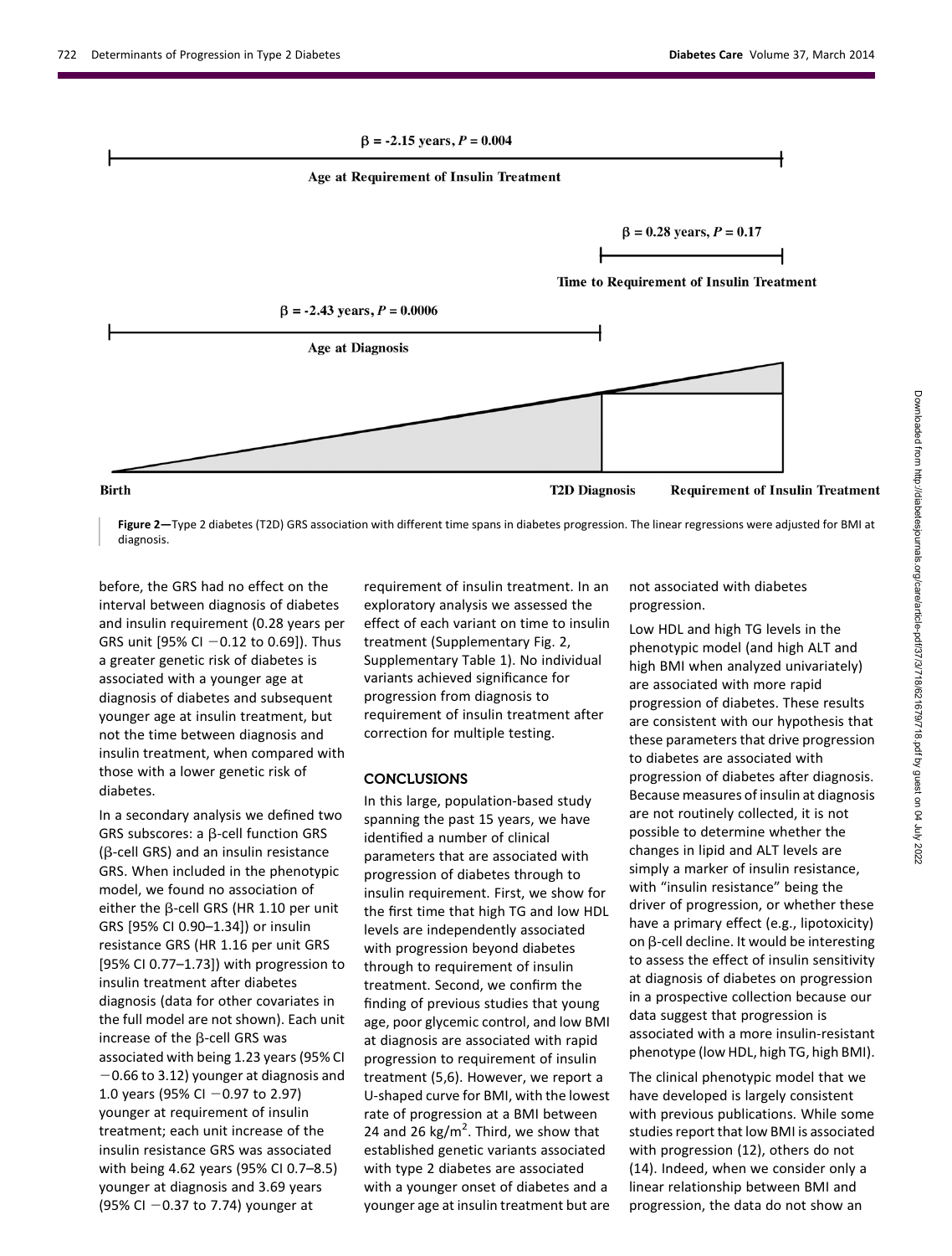$\beta$ = -2.15 years, $P$ = 0.004

Age at Requirement of Insulin Treatment

$\beta$ = 0.28 years, $P$ = 0.17

Time to Requirement of Insulin Treatment

$\beta$ = -2.43 years, $P$ = 0.0006

Age at Diagnosis

Birth — T2D Diagnosis — Requirement of Insulin Treatment

**Figure 2**—Type 2 diabetes (T2D) GRS association with different time spans in diabetes progression. The linear regressions were adjusted for BMI at diagnosis.

before, the GRS had no effect on the interval between diagnosis of diabetes and insulin requirement (0.28 years per GRS unit [95% CI −0.12 to 0.69]). Thus a greater genetic risk of diabetes is associated with a younger age at diagnosis of diabetes and subsequent younger age at insulin treatment, but not the time between diagnosis and insulin treatment, when compared with those with a lower genetic risk of diabetes.

In a secondary analysis we defined two GRS subscores: a β-cell function GRS (β-cell GRS) and an insulin resistance GRS. When included in the phenotypic model, we found no association of either the β-cell GRS (HR 1.10 per unit GRS [95% CI 0.90–1.34]) or insulin resistance GRS (HR 1.16 per unit GRS [95% CI 0.77–1.73]) with progression to insulin treatment after diabetes diagnosis (data for other covariates in the full model are not shown). Each unit increase of the β-cell GRS was associated with being 1.23 years (95% CI −0.66 to 3.12) younger at diagnosis and 1.0 years (95% CI −0.97 to 2.97) younger at requirement of insulin treatment; each unit increase of the insulin resistance GRS was associated with being 4.62 years (95% CI 0.7–8.5) younger at diagnosis and 3.69 years (95% CI −0.37 to 7.74) younger at requirement of insulin treatment. In an exploratory analysis we assessed the effect of each variant on time to insulin treatment (Supplementary Fig. 2, Supplementary Table 1). No individual variants achieved significance for progression from diagnosis to requirement of insulin treatment after correction for multiple testing.

## CONCLUSIONS

In this large, population-based study spanning the past 15 years, we have identified a number of clinical parameters that are associated with progression of diabetes through to insulin requirement. First, we show for the first time that high TG and low HDL levels are independently associated with progression beyond diabetes through to requirement of insulin treatment. Second, we confirm the finding of previous studies that young age, poor glycemic control, and low BMI at diagnosis are associated with rapid progression to requirement of insulin treatment (5,6). However, we report a U-shaped curve for BMI, with the lowest rate of progression at a BMI between 24 and 26 $kg/m^2$. Third, we show that established genetic variants associated with type 2 diabetes are associated with a younger onset of diabetes and a younger age at insulin treatment but are not associated with diabetes progression.

Low HDL and high TG levels in the phenotypic model (and high ALT and high BMI when analyzed univariately) are associated with more rapid progression of diabetes. These results are consistent with our hypothesis that these parameters that drive progression to diabetes are associated with progression of diabetes after diagnosis. Because measures of insulin at diagnosis are not routinely collected, it is not possible to determine whether the changes in lipid and ALT levels are simply a marker of insulin resistance, with "insulin resistance" being the driver of progression, or whether these have a primary effect (e.g., lipotoxicity) on β-cell decline. It would be interesting to assess the effect of insulin sensitivity at diagnosis of diabetes on progression in a prospective collection because our data suggest that progression is associated with a more insulin-resistant phenotype (low HDL, high TG, high BMI).

The clinical phenotypic model that we have developed is largely consistent with previous publications. While some studies report that low BMI is associated with progression (12), others do not (14). Indeed, when we consider only a linear relationship between BMI and progression, the data do not show an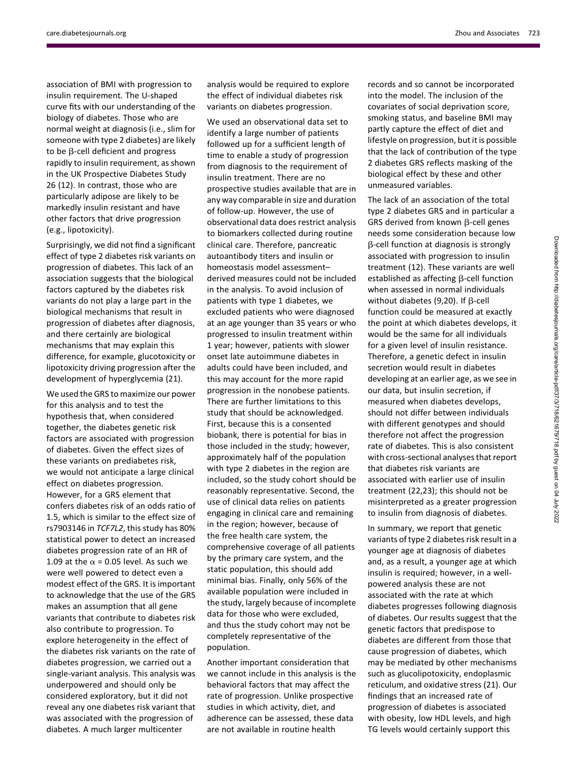association of BMI with progression to insulin requirement. The U-shaped curve fits with our understanding of the biology of diabetes. Those who are normal weight at diagnosis (i.e., slim for someone with type 2 diabetes) are likely to be β-cell deficient and progress rapidly to insulin requirement, as shown in the UK Prospective Diabetes Study 26 (12). In contrast, those who are particularly adipose are likely to be markedly insulin resistant and have other factors that drive progression (e.g., lipotoxicity).

Surprisingly, we did not find a significant effect of type 2 diabetes risk variants on progression of diabetes. This lack of an association suggests that the biological factors captured by the diabetes risk variants do not play a large part in the biological mechanisms that result in progression of diabetes after diagnosis, and there certainly are biological mechanisms that may explain this difference, for example, glucotoxicity or lipotoxicity driving progression after the development of hyperglycemia (21).

We used the GRS to maximize our power for this analysis and to test the hypothesis that, when considered together, the diabetes genetic risk factors are associated with progression of diabetes. Given the effect sizes of these variants on prediabetes risk, we would not anticipate a large clinical effect on diabetes progression. However, for a GRS element that confers diabetes risk of an odds ratio of 1.5, which is similar to the effect size of rs7903146 in *TCF7L2*, this study has 80% statistical power to detect an increased diabetes progression rate of an HR of 1.09 at the $\alpha = 0.05$ level. As such we were well powered to detect even a modest effect of the GRS. It is important to acknowledge that the use of the GRS makes an assumption that all gene variants that contribute to diabetes risk also contribute to progression. To explore heterogeneity in the effect of the diabetes risk variants on the rate of diabetes progression, we carried out a single-variant analysis. This analysis was underpowered and should only be considered exploratory, but it did not reveal any one diabetes risk variant that was associated with the progression of diabetes. A much larger multicenter analysis would be required to explore the effect of individual diabetes risk variants on diabetes progression.

We used an observational data set to identify a large number of patients followed up for a sufficient length of time to enable a study of progression from diagnosis to the requirement of insulin treatment. There are no prospective studies available that are in any way comparable in size and duration of follow-up. However, the use of observational data does restrict analysis to biomarkers collected during routine clinical care. Therefore, pancreatic autoantibody titers and insulin or homeostasis model assessment–derived measures could not be included in the analysis. To avoid inclusion of patients with type 1 diabetes, we excluded patients who were diagnosed at an age younger than 35 years or who progressed to insulin treatment within 1 year; however, patients with slower onset late autoimmune diabetes in adults could have been included, and this may account for the more rapid progression in the nonobese patients. There are further limitations to this study that should be acknowledged. First, because this is a consented biobank, there is potential for bias in those included in the study; however, approximately half of the population with type 2 diabetes in the region are included, so the study cohort should be reasonably representative. Second, the use of clinical data relies on patients engaging in clinical care and remaining in the region; however, because of the free health care system, the comprehensive coverage of all patients by the primary care system, and the static population, this should add minimal bias. Finally, only 56% of the available population were included in the study, largely because of incomplete data for those who were excluded, and thus the study cohort may not be completely representative of the population.

Another important consideration that we cannot include in this analysis is the behavioral factors that may affect the rate of progression. Unlike prospective studies in which activity, diet, and adherence can be assessed, these data are not available in routine health records and so cannot be incorporated into the model. The inclusion of the covariates of social deprivation score, smoking status, and baseline BMI may partly capture the effect of diet and lifestyle on progression, but it is possible that the lack of contribution of the type 2 diabetes GRS reflects masking of the biological effect by these and other unmeasured variables.

The lack of an association of the total type 2 diabetes GRS and in particular a GRS derived from known β-cell genes needs some consideration because low β-cell function at diagnosis is strongly associated with progression to insulin treatment (12). These variants are well established as affecting β-cell function when assessed in normal individuals without diabetes (9,20). If β-cell function could be measured at exactly the point at which diabetes develops, it would be the same for all individuals for a given level of insulin resistance. Therefore, a genetic defect in insulin secretion would result in diabetes developing at an earlier age, as we see in our data, but insulin secretion, if measured when diabetes develops, should not differ between individuals with different genotypes and should therefore not affect the progression rate of diabetes. This is also consistent with cross-sectional analyses that report that diabetes risk variants are associated with earlier use of insulin treatment (22,23); this should not be misinterpreted as a greater progression to insulin from diagnosis of diabetes.

In summary, we report that genetic variants of type 2 diabetes risk result in a younger age at diagnosis of diabetes and, as a result, a younger age at which insulin is required; however, in a well-powered analysis these are not associated with the rate at which diabetes progresses following diagnosis of diabetes. Our results suggest that the genetic factors that predispose to diabetes are different from those that cause progression of diabetes, which may be mediated by other mechanisms such as glucolipotoxicity, endoplasmic reticulum, and oxidative stress (21). Our findings that an increased rate of progression of diabetes is associated with obesity, low HDL levels, and high TG levels would certainly support this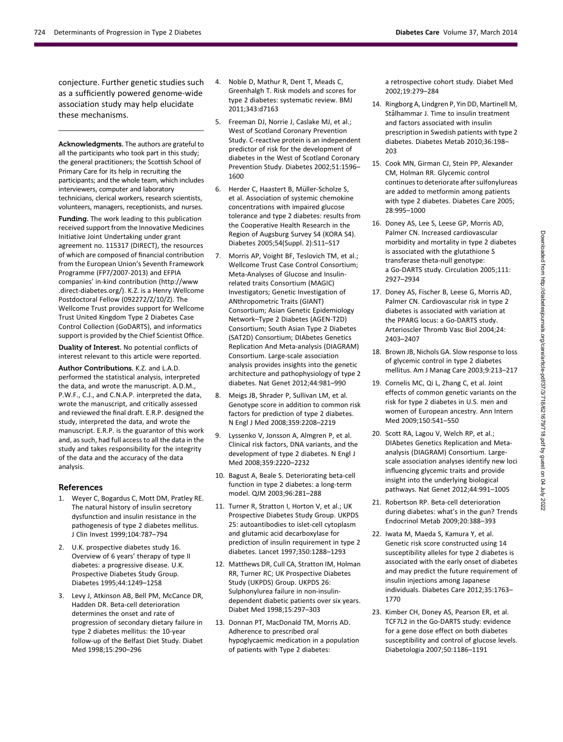conjecture. Further genetic studies such as a sufficiently powered genome-wide association study may help elucidate these mechanisms.

**Acknowledgments.** The authors are grateful to all the participants who took part in this study; the general practitioners; the Scottish School of Primary Care for its help in recruiting the participants; and the whole team, which includes interviewers, computer and laboratory technicians, clerical workers, research scientists, volunteers, managers, receptionists, and nurses.

**Funding.** The work leading to this publication received support from the Innovative Medicines Initiative Joint Undertaking under grant agreement no. 115317 (DIRECT), the resources of which are composed of financial contribution from the European Union's Seventh Framework Programme (FP7/2007-2013) and EFPIA companies' in-kind contribution (http://www.direct-diabetes.org/). K.Z. is a Henry Wellcome Postdoctoral Fellow (092272/Z/10/Z). The Wellcome Trust provides support for Wellcome Trust United Kingdom Type 2 Diabetes Case Control Collection (GoDARTS), and informatics support is provided by the Chief Scientist Office.

**Duality of Interest.** No potential conflicts of interest relevant to this article were reported.

**Author Contributions.** K.Z. and L.A.D. performed the statistical analysis, interpreted the data, and wrote the manuscript. A.D.M., P.W.F., C.J., and C.N.A.P. interpreted the data, wrote the manuscript, and critically assessed and reviewed the final draft. E.R.P. designed the study, interpreted the data, and wrote the manuscript. E.R.P. is the guarantor of this work and, as such, had full access to all the data in the study and takes responsibility for the integrity of the data and the accuracy of the data analysis.

## References

1. Weyer C, Bogardus C, Mott DM, Pratley RE. The natural history of insulin secretory dysfunction and insulin resistance in the pathogenesis of type 2 diabetes mellitus. J Clin Invest 1999;104:787–794
2. U.K. prospective diabetes study 16. Overview of 6 years' therapy of type II diabetes: a progressive disease. U.K. Prospective Diabetes Study Group. Diabetes 1995;44:1249–1258
3. Levy J, Atkinson AB, Bell PM, McCance DR, Hadden DR. Beta-cell deterioration determines the onset and rate of progression of secondary dietary failure in type 2 diabetes mellitus: the 10-year follow-up of the Belfast Diet Study. Diabet Med 1998;15:290–296
4. Noble D, Mathur R, Dent T, Meads C, Greenhalgh T. Risk models and scores for type 2 diabetes: systematic review. BMJ 2011;343:d7163
5. Freeman DJ, Norrie J, Caslake MJ, et al.; West of Scotland Coronary Prevention Study. C-reactive protein is an independent predictor of risk for the development of diabetes in the West of Scotland Coronary Prevention Study. Diabetes 2002;51:1596–1600
6. Herder C, Haastert B, Müller-Scholze S, et al. Association of systemic chemokine concentrations with impaired glucose tolerance and type 2 diabetes: results from the Cooperative Health Research in the Region of Augsburg Survey S4 (KORA S4). Diabetes 2005;54(Suppl. 2):S11–S17
7. Morris AP, Voight BF, Teslovich TM, et al.; Wellcome Trust Case Control Consortium; Meta-Analyses of Glucose and Insulin-related traits Consortium (MAGIC) Investigators; Genetic Investigation of ANthropometric Traits (GIANT) Consortium; Asian Genetic Epidemiology Network–Type 2 Diabetes (AGEN-T2D) Consortium; South Asian Type 2 Diabetes (SAT2D) Consortium; DIAbetes Genetics Replication And Meta-analysis (DIAGRAM) Consortium. Large-scale association analysis provides insights into the genetic architecture and pathophysiology of type 2 diabetes. Nat Genet 2012;44:981–990
8. Meigs JB, Shrader P, Sullivan LM, et al. Genotype score in addition to common risk factors for prediction of type 2 diabetes. N Engl J Med 2008;359:2208–2219
9. Lyssenko V, Jonsson A, Almgren P, et al. Clinical risk factors, DNA variants, and the development of type 2 diabetes. N Engl J Med 2008;359:2220–2232
10. Bagust A, Beale S. Deteriorating beta-cell function in type 2 diabetes: a long-term model. QJM 2003;96:281–288
11. Turner R, Stratton I, Horton V, et al.; UK Prospective Diabetes Study Group. UKPDS 25: autoantibodies to islet-cell cytoplasm and glutamic acid decarboxylase for prediction of insulin requirement in type 2 diabetes. Lancet 1997;350:1288–1293
12. Matthews DR, Cull CA, Stratton IM, Holman RR, Turner RC; UK Prospective Diabetes Study (UKPDS) Group. UKPDS 26: Sulphonylurea failure in non-insulin-dependent diabetic patients over six years. Diabet Med 1998;15:297–303
13. Donnan PT, MacDonald TM, Morris AD. Adherence to prescribed oral hypoglycaemic medication in a population of patients with Type 2 diabetes: a retrospective cohort study. Diabet Med 2002;19:279–284
14. Ringborg A, Lindgren P, Yin DD, Martinell M, Stålhammar J. Time to insulin treatment and factors associated with insulin prescription in Swedish patients with type 2 diabetes. Diabetes Metab 2010;36:198–203
15. Cook MN, Girman CJ, Stein PP, Alexander CM, Holman RR. Glycemic control continues to deteriorate after sulfonylureas are added to metformin among patients with type 2 diabetes. Diabetes Care 2005;28:995–1000
16. Doney AS, Lee S, Leese GP, Morris AD, Palmer CN. Increased cardiovascular morbidity and mortality in type 2 diabetes is associated with the glutathione S transferase theta-null genotype: a Go-DARTS study. Circulation 2005;111:2927–2934
17. Doney AS, Fischer B, Leese G, Morris AD, Palmer CN. Cardiovascular risk in type 2 diabetes is associated with variation at the PPARG locus: a Go-DARTS study. Arterioscler Thromb Vasc Biol 2004;24:2403–2407
18. Brown JB, Nichols GA. Slow response to loss of glycemic control in type 2 diabetes mellitus. Am J Manag Care 2003;9:213–217
19. Cornelis MC, Qi L, Zhang C, et al. Joint effects of common genetic variants on the risk for type 2 diabetes in U.S. men and women of European ancestry. Ann Intern Med 2009;150:541–550
20. Scott RA, Lagou V, Welch RP, et al.; DIAbetes Genetics Replication and Meta-analysis (DIAGRAM) Consortium. Large-scale association analyses identify new loci influencing glycemic traits and provide insight into the underlying biological pathways. Nat Genet 2012;44:991–1005
21. Robertson RP. Beta-cell deterioration during diabetes: what's in the gun? Trends Endocrinol Metab 2009;20:388–393
22. Iwata M, Maeda S, Kamura Y, et al. Genetic risk score constructed using 14 susceptibility alleles for type 2 diabetes is associated with the early onset of diabetes and may predict the future requirement of insulin injections among Japanese individuals. Diabetes Care 2012;35:1763–1770
23. Kimber CH, Doney AS, Pearson ER, et al. TCF7L2 in the Go-DARTS study: evidence for a gene dose effect on both diabetes susceptibility and control of glucose levels. Diabetologia 2007;50:1186–1191